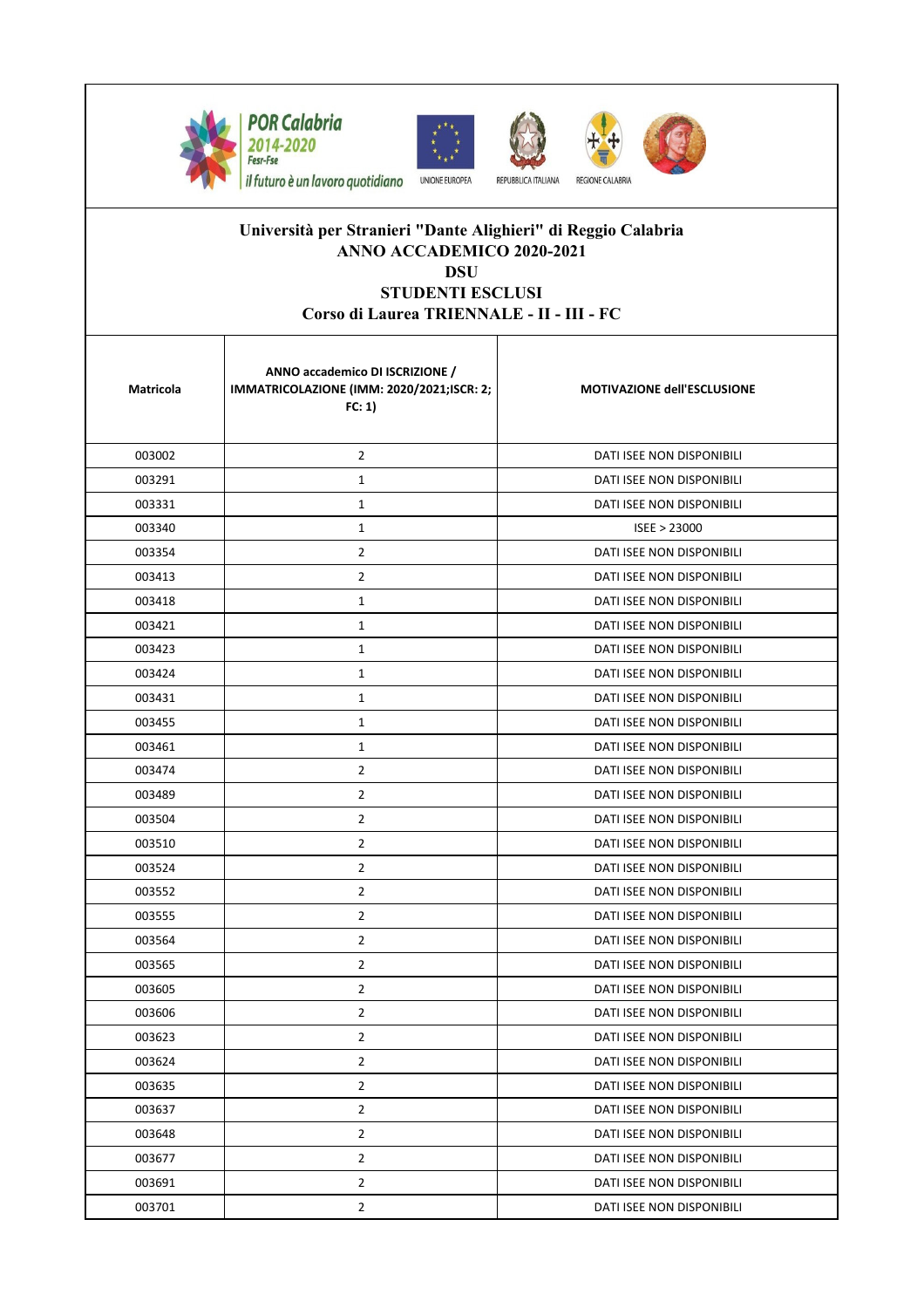POR Calabria 2014-2020 Fesr-Fse — il futuro è un lavoro quotidiano

UNIONE EUROPEA — REPUBBLICA ITALIANA — REGIONE CALABRIA

# Università per Stranieri "Dante Alighieri" di Reggio Calabria

## ANNO ACCADEMICO 2020-2021

## DSU

## STUDENTI ESCLUSI

## Corso di Laurea TRIENNALE - II - III - FC

| Matricola | ANNO accademico DI ISCRIZIONE / IMMATRICOLAZIONE (IMM: 2020/2021;ISCR: 2; FC: 1) | MOTIVAZIONE dell'ESCLUSIONE |
|---|---|---|
| 003002 | 2 | DATI ISEE NON DISPONIBILI |
| 003291 | 1 | DATI ISEE NON DISPONIBILI |
| 003331 | 1 | DATI ISEE NON DISPONIBILI |
| 003340 | 1 | ISEE > 23000 |
| 003354 | 2 | DATI ISEE NON DISPONIBILI |
| 003413 | 2 | DATI ISEE NON DISPONIBILI |
| 003418 | 1 | DATI ISEE NON DISPONIBILI |
| 003421 | 1 | DATI ISEE NON DISPONIBILI |
| 003423 | 1 | DATI ISEE NON DISPONIBILI |
| 003424 | 1 | DATI ISEE NON DISPONIBILI |
| 003431 | 1 | DATI ISEE NON DISPONIBILI |
| 003455 | 1 | DATI ISEE NON DISPONIBILI |
| 003461 | 1 | DATI ISEE NON DISPONIBILI |
| 003474 | 2 | DATI ISEE NON DISPONIBILI |
| 003489 | 2 | DATI ISEE NON DISPONIBILI |
| 003504 | 2 | DATI ISEE NON DISPONIBILI |
| 003510 | 2 | DATI ISEE NON DISPONIBILI |
| 003524 | 2 | DATI ISEE NON DISPONIBILI |
| 003552 | 2 | DATI ISEE NON DISPONIBILI |
| 003555 | 2 | DATI ISEE NON DISPONIBILI |
| 003564 | 2 | DATI ISEE NON DISPONIBILI |
| 003565 | 2 | DATI ISEE NON DISPONIBILI |
| 003605 | 2 | DATI ISEE NON DISPONIBILI |
| 003606 | 2 | DATI ISEE NON DISPONIBILI |
| 003623 | 2 | DATI ISEE NON DISPONIBILI |
| 003624 | 2 | DATI ISEE NON DISPONIBILI |
| 003635 | 2 | DATI ISEE NON DISPONIBILI |
| 003637 | 2 | DATI ISEE NON DISPONIBILI |
| 003648 | 2 | DATI ISEE NON DISPONIBILI |
| 003677 | 2 | DATI ISEE NON DISPONIBILI |
| 003691 | 2 | DATI ISEE NON DISPONIBILI |
| 003701 | 2 | DATI ISEE NON DISPONIBILI |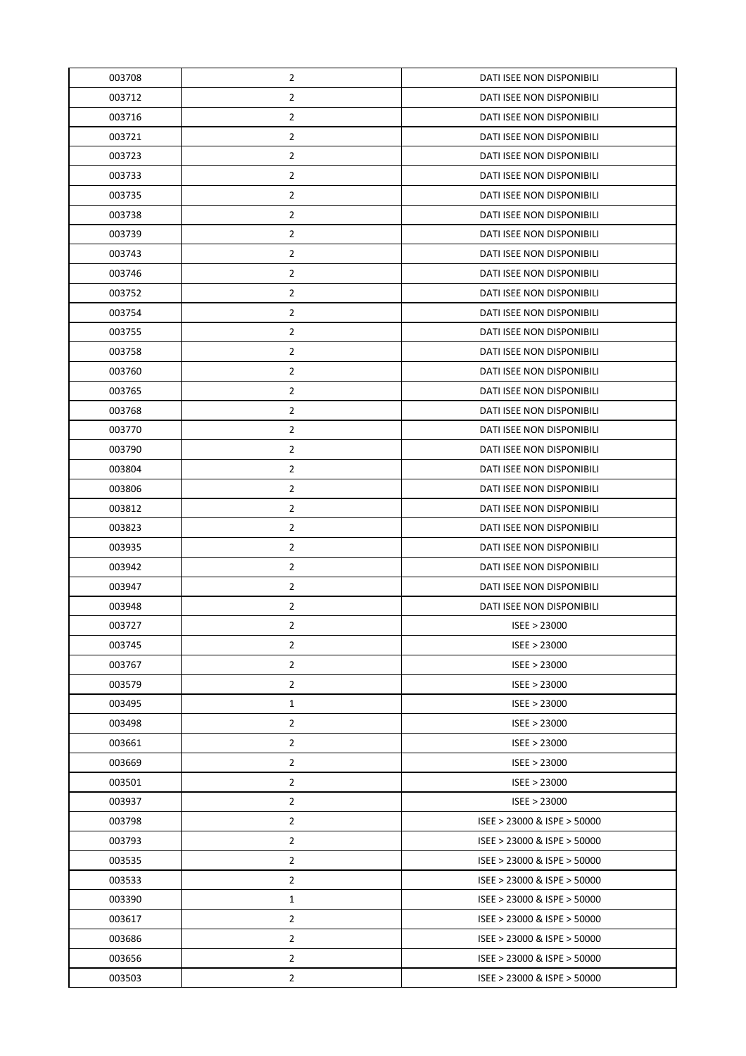| 003708 | 2 | DATI ISEE NON DISPONIBILI |
|---|---|---|
| 003712 | 2 | DATI ISEE NON DISPONIBILI |
| 003716 | 2 | DATI ISEE NON DISPONIBILI |
| 003721 | 2 | DATI ISEE NON DISPONIBILI |
| 003723 | 2 | DATI ISEE NON DISPONIBILI |
| 003733 | 2 | DATI ISEE NON DISPONIBILI |
| 003735 | 2 | DATI ISEE NON DISPONIBILI |
| 003738 | 2 | DATI ISEE NON DISPONIBILI |
| 003739 | 2 | DATI ISEE NON DISPONIBILI |
| 003743 | 2 | DATI ISEE NON DISPONIBILI |
| 003746 | 2 | DATI ISEE NON DISPONIBILI |
| 003752 | 2 | DATI ISEE NON DISPONIBILI |
| 003754 | 2 | DATI ISEE NON DISPONIBILI |
| 003755 | 2 | DATI ISEE NON DISPONIBILI |
| 003758 | 2 | DATI ISEE NON DISPONIBILI |
| 003760 | 2 | DATI ISEE NON DISPONIBILI |
| 003765 | 2 | DATI ISEE NON DISPONIBILI |
| 003768 | 2 | DATI ISEE NON DISPONIBILI |
| 003770 | 2 | DATI ISEE NON DISPONIBILI |
| 003790 | 2 | DATI ISEE NON DISPONIBILI |
| 003804 | 2 | DATI ISEE NON DISPONIBILI |
| 003806 | 2 | DATI ISEE NON DISPONIBILI |
| 003812 | 2 | DATI ISEE NON DISPONIBILI |
| 003823 | 2 | DATI ISEE NON DISPONIBILI |
| 003935 | 2 | DATI ISEE NON DISPONIBILI |
| 003942 | 2 | DATI ISEE NON DISPONIBILI |
| 003947 | 2 | DATI ISEE NON DISPONIBILI |
| 003948 | 2 | DATI ISEE NON DISPONIBILI |
| 003727 | 2 | ISEE > 23000 |
| 003745 | 2 | ISEE > 23000 |
| 003767 | 2 | ISEE > 23000 |
| 003579 | 2 | ISEE > 23000 |
| 003495 | 1 | ISEE > 23000 |
| 003498 | 2 | ISEE > 23000 |
| 003661 | 2 | ISEE > 23000 |
| 003669 | 2 | ISEE > 23000 |
| 003501 | 2 | ISEE > 23000 |
| 003937 | 2 | ISEE > 23000 |
| 003798 | 2 | ISEE > 23000 & ISPE > 50000 |
| 003793 | 2 | ISEE > 23000 & ISPE > 50000 |
| 003535 | 2 | ISEE > 23000 & ISPE > 50000 |
| 003533 | 2 | ISEE > 23000 & ISPE > 50000 |
| 003390 | 1 | ISEE > 23000 & ISPE > 50000 |
| 003617 | 2 | ISEE > 23000 & ISPE > 50000 |
| 003686 | 2 | ISEE > 23000 & ISPE > 50000 |
| 003656 | 2 | ISEE > 23000 & ISPE > 50000 |
| 003503 | 2 | ISEE > 23000 & ISPE > 50000 |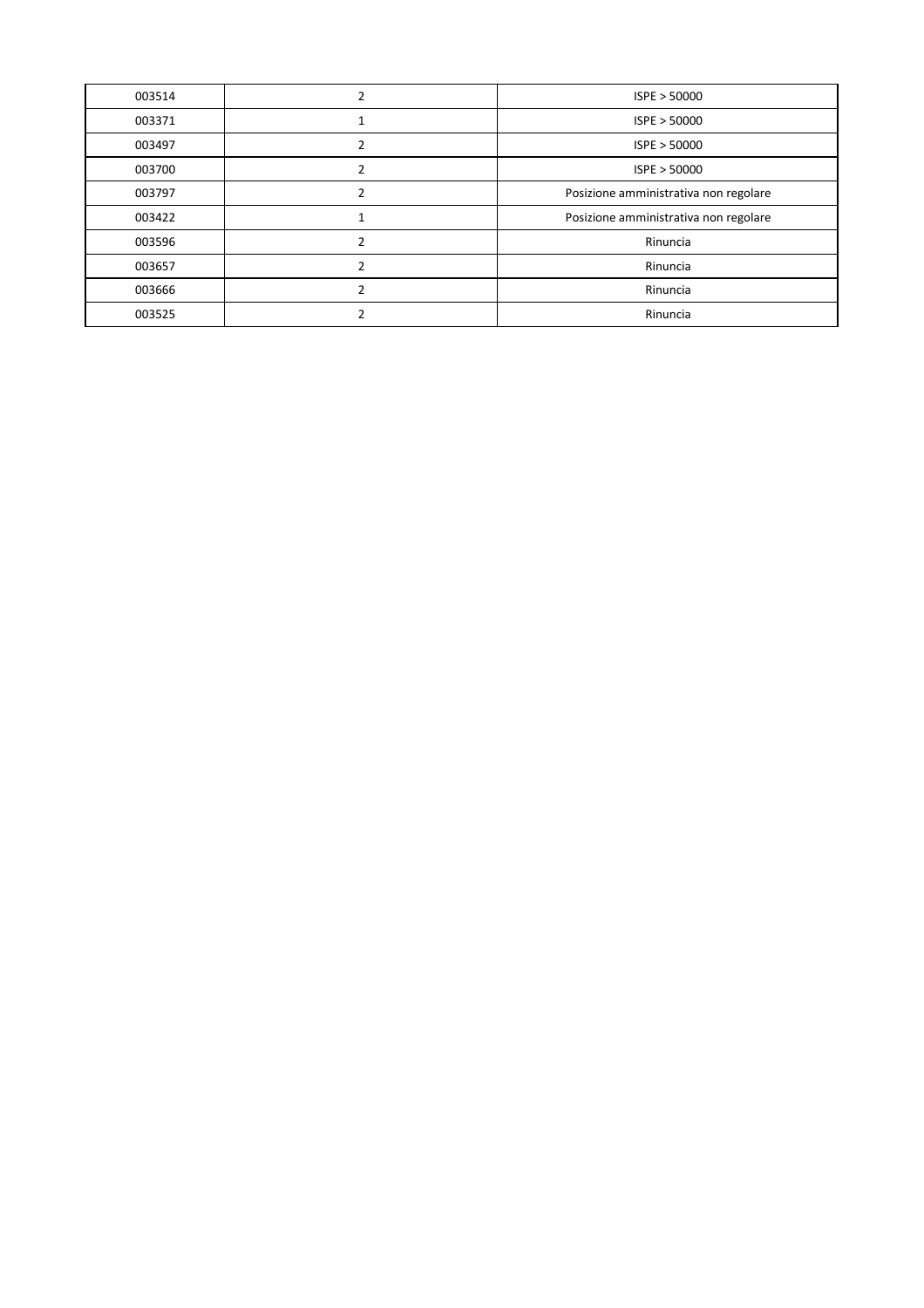| | | |
|---|---|---|
| 003514 | 2 | ISPE > 50000 |
| 003371 | 1 | ISPE > 50000 |
| 003497 | 2 | ISPE > 50000 |
| 003700 | 2 | ISPE > 50000 |
| 003797 | 2 | Posizione amministrativa non regolare |
| 003422 | 1 | Posizione amministrativa non regolare |
| 003596 | 2 | Rinuncia |
| 003657 | 2 | Rinuncia |
| 003666 | 2 | Rinuncia |
| 003525 | 2 | Rinuncia |